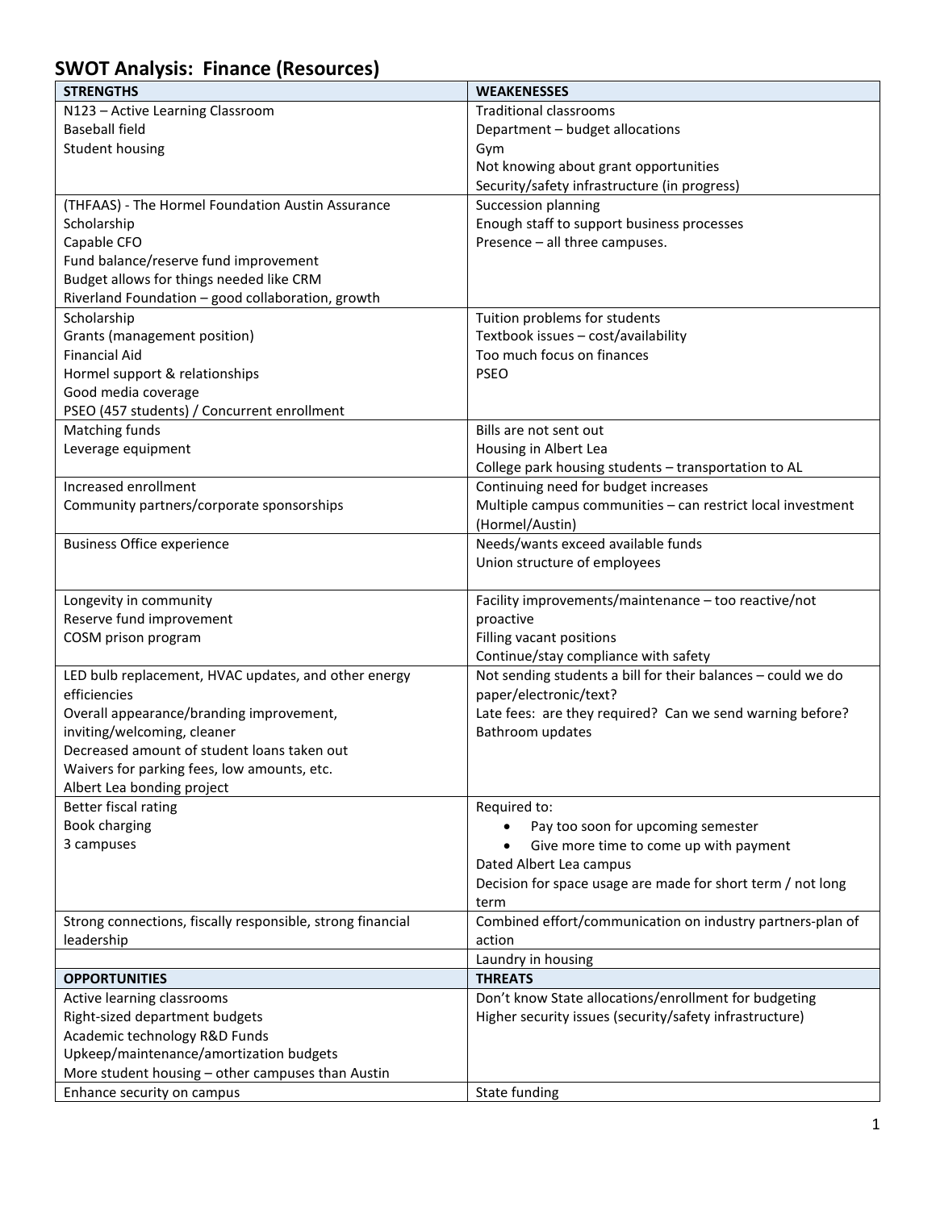# SWOT Analysis: Finance (Resources)

| STRENGTHS | WEAKENESSES |
|---|---|
| N123 – Active Learning Classroom<br>Baseball field<br>Student housing | Traditional classrooms<br>Department – budget allocations<br>Gym<br>Not knowing about grant opportunities<br>Security/safety infrastructure (in progress) |
| (THFAAS) - The Hormel Foundation Austin Assurance Scholarship<br>Capable CFO<br>Fund balance/reserve fund improvement<br>Budget allows for things needed like CRM<br>Riverland Foundation – good collaboration, growth | Succession planning<br>Enough staff to support business processes<br>Presence – all three campuses. |
| Scholarship<br>Grants (management position)<br>Financial Aid<br>Hormel support & relationships<br>Good media coverage<br>PSEO (457 students) / Concurrent enrollment | Tuition problems for students<br>Textbook issues – cost/availability<br>Too much focus on finances<br>PSEO |
| Matching funds<br>Leverage equipment | Bills are not sent out<br>Housing in Albert Lea<br>College park housing students – transportation to AL |
| Increased enrollment<br>Community partners/corporate sponsorships | Continuing need for budget increases<br>Multiple campus communities – can restrict local investment (Hormel/Austin) |
| Business Office experience | Needs/wants exceed available funds<br>Union structure of employees |
| Longevity in community<br>Reserve fund improvement<br>COSM prison program | Facility improvements/maintenance – too reactive/not proactive<br>Filling vacant positions<br>Continue/stay compliance with safety |
| LED bulb replacement, HVAC updates, and other energy efficiencies<br>Overall appearance/branding improvement, inviting/welcoming, cleaner<br>Decreased amount of student loans taken out<br>Waivers for parking fees, low amounts, etc.<br>Albert Lea bonding project | Not sending students a bill for their balances – could we do paper/electronic/text?<br>Late fees: are they required? Can we send warning before?<br>Bathroom updates |
| Better fiscal rating<br>Book charging<br>3 campuses | Required to:<br>• Pay too soon for upcoming semester<br>• Give more time to come up with payment<br>Dated Albert Lea campus<br>Decision for space usage are made for short term / not long term |
| Strong connections, fiscally responsible, strong financial leadership | Combined effort/communication on industry partners-plan of action |
| | Laundry in housing |
| **OPPORTUNITIES** | **THREATS** |
| Active learning classrooms<br>Right-sized department budgets<br>Academic technology R&D Funds<br>Upkeep/maintenance/amortization budgets<br>More student housing – other campuses than Austin | Don't know State allocations/enrollment for budgeting<br>Higher security issues (security/safety infrastructure) |
| Enhance security on campus | State funding |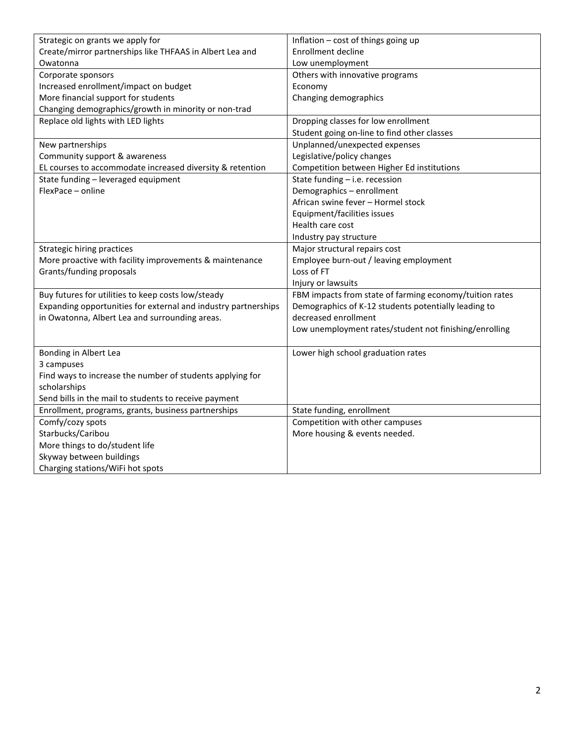| | |
|---|---|
| Strategic on grants we apply for<br>Create/mirror partnerships like THFAAS in Albert Lea and Owatonna | Inflation – cost of things going up<br>Enrollment decline<br>Low unemployment |
| Corporate sponsors<br>Increased enrollment/impact on budget<br>More financial support for students<br>Changing demographics/growth in minority or non-trad | Others with innovative programs<br>Economy<br>Changing demographics |
| Replace old lights with LED lights | Dropping classes for low enrollment<br>Student going on-line to find other classes |
| New partnerships<br>Community support & awareness<br>EL courses to accommodate increased diversity & retention | Unplanned/unexpected expenses<br>Legislative/policy changes<br>Competition between Higher Ed institutions |
| State funding – leveraged equipment<br>FlexPace – online | State funding – i.e. recession<br>Demographics – enrollment<br>African swine fever – Hormel stock<br>Equipment/facilities issues<br>Health care cost<br>Industry pay structure |
| Strategic hiring practices<br>More proactive with facility improvements & maintenance<br>Grants/funding proposals | Major structural repairs cost<br>Employee burn-out / leaving employment<br>Loss of FT<br>Injury or lawsuits |
| Buy futures for utilities to keep costs low/steady<br>Expanding opportunities for external and industry partnerships in Owatonna, Albert Lea and surrounding areas. | FBM impacts from state of farming economy/tuition rates<br>Demographics of K-12 students potentially leading to decreased enrollment<br>Low unemployment rates/student not finishing/enrolling |
| Bonding in Albert Lea<br>3 campuses<br>Find ways to increase the number of students applying for scholarships<br>Send bills in the mail to students to receive payment | Lower high school graduation rates |
| Enrollment, programs, grants, business partnerships | State funding, enrollment |
| Comfy/cozy spots<br>Starbucks/Caribou<br>More things to do/student life<br>Skyway between buildings<br>Charging stations/WiFi hot spots | Competition with other campuses<br>More housing & events needed. |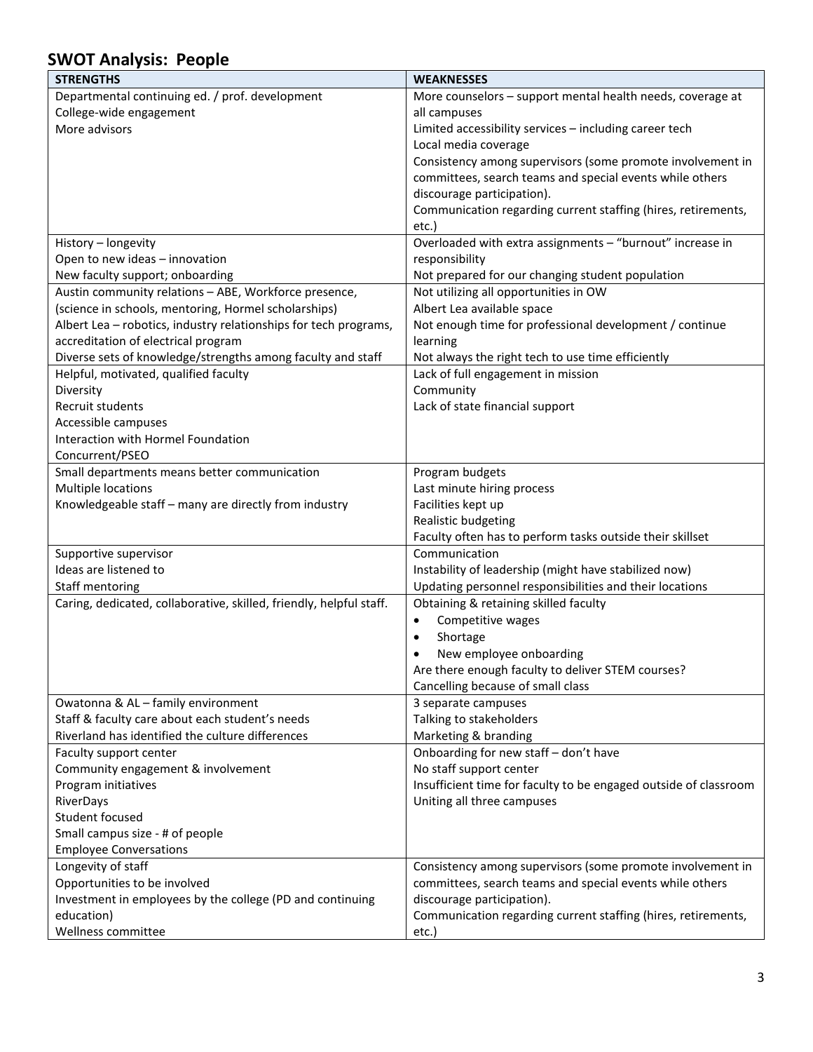## SWOT Analysis: People

| STRENGTHS | WEAKNESSES |
|---|---|
| Departmental continuing ed. / prof. development<br>College-wide engagement<br>More advisors | More counselors – support mental health needs, coverage at all campuses<br>Limited accessibility services – including career tech<br>Local media coverage<br>Consistency among supervisors (some promote involvement in committees, search teams and special events while others discourage participation).<br>Communication regarding current staffing (hires, retirements, etc.) |
| History – longevity<br>Open to new ideas – innovation<br>New faculty support; onboarding | Overloaded with extra assignments – "burnout" increase in responsibility<br>Not prepared for our changing student population |
| Austin community relations – ABE, Workforce presence, (science in schools, mentoring, Hormel scholarships)<br>Albert Lea – robotics, industry relationships for tech programs, accreditation of electrical program<br>Diverse sets of knowledge/strengths among faculty and staff | Not utilizing all opportunities in OW<br>Albert Lea available space<br>Not enough time for professional development / continue learning<br>Not always the right tech to use time efficiently |
| Helpful, motivated, qualified faculty<br>Diversity<br>Recruit students<br>Accessible campuses<br>Interaction with Hormel Foundation<br>Concurrent/PSEO | Lack of full engagement in mission<br>Community<br>Lack of state financial support |
| Small departments means better communication<br>Multiple locations<br>Knowledgeable staff – many are directly from industry | Program budgets<br>Last minute hiring process<br>Facilities kept up<br>Realistic budgeting<br>Faculty often has to perform tasks outside their skillset |
| Supportive supervisor<br>Ideas are listened to<br>Staff mentoring | Communication<br>Instability of leadership (might have stabilized now)<br>Updating personnel responsibilities and their locations |
| Caring, dedicated, collaborative, skilled, friendly, helpful staff. | Obtaining & retaining skilled faculty<br>• Competitive wages<br>• Shortage<br>• New employee onboarding<br>Are there enough faculty to deliver STEM courses?<br>Cancelling because of small class |
| Owatonna & AL – family environment<br>Staff & faculty care about each student's needs<br>Riverland has identified the culture differences | 3 separate campuses<br>Talking to stakeholders<br>Marketing & branding |
| Faculty support center<br>Community engagement & involvement<br>Program initiatives<br>RiverDays<br>Student focused<br>Small campus size - # of people<br>Employee Conversations | Onboarding for new staff – don't have<br>No staff support center<br>Insufficient time for faculty to be engaged outside of classroom<br>Uniting all three campuses |
| Longevity of staff<br>Opportunities to be involved<br>Investment in employees by the college (PD and continuing education)<br>Wellness committee | Consistency among supervisors (some promote involvement in committees, search teams and special events while others discourage participation).<br>Communication regarding current staffing (hires, retirements, etc.) |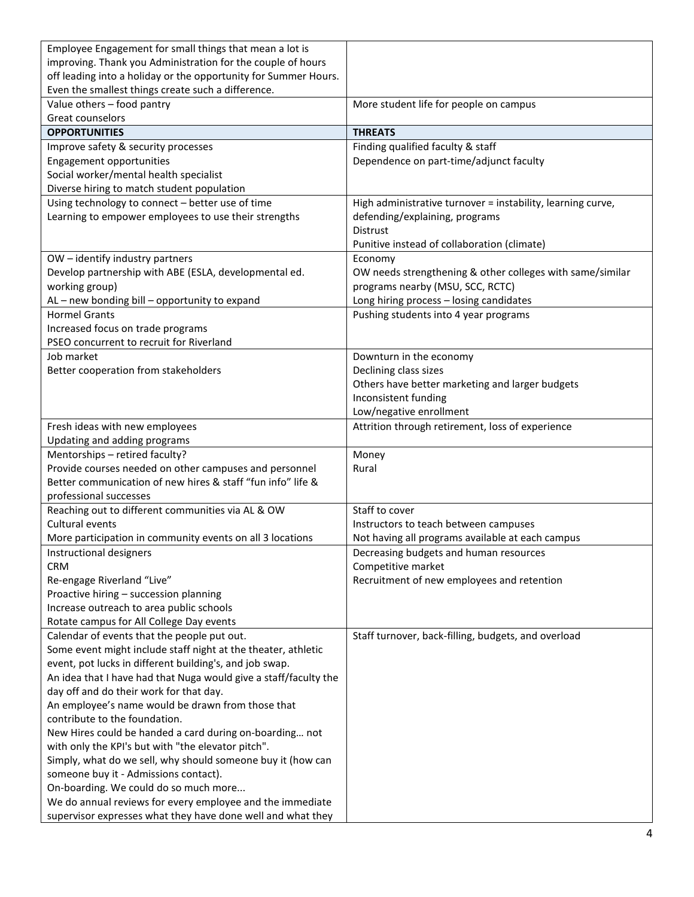| | |
|---|---|
| Employee Engagement for small things that mean a lot is improving. Thank you Administration for the couple of hours off leading into a holiday or the opportunity for Summer Hours. Even the smallest things create such a difference. | |
| Value others – food pantry<br>Great counselors | More student life for people on campus |
| **OPPORTUNITIES** | **THREATS** |
| Improve safety & security processes<br>Engagement opportunities<br>Social worker/mental health specialist<br>Diverse hiring to match student population | Finding qualified faculty & staff<br>Dependence on part-time/adjunct faculty |
| Using technology to connect – better use of time<br>Learning to empower employees to use their strengths | High administrative turnover = instability, learning curve, defending/explaining, programs<br>Distrust<br>Punitive instead of collaboration (climate) |
| OW – identify industry partners<br>Develop partnership with ABE (ESLA, developmental ed. working group)<br>AL – new bonding bill – opportunity to expand | Economy<br>OW needs strengthening & other colleges with same/similar programs nearby (MSU, SCC, RCTC)<br>Long hiring process – losing candidates |
| Hormel Grants<br>Increased focus on trade programs<br>PSEO concurrent to recruit for Riverland | Pushing students into 4 year programs |
| Job market<br>Better cooperation from stakeholders | Downturn in the economy<br>Declining class sizes<br>Others have better marketing and larger budgets<br>Inconsistent funding<br>Low/negative enrollment |
| Fresh ideas with new employees<br>Updating and adding programs | Attrition through retirement, loss of experience |
| Mentorships – retired faculty?<br>Provide courses needed on other campuses and personnel<br>Better communication of new hires & staff "fun info" life & professional successes | Money<br>Rural |
| Reaching out to different communities via AL & OW<br>Cultural events<br>More participation in community events on all 3 locations | Staff to cover<br>Instructors to teach between campuses<br>Not having all programs available at each campus |
| Instructional designers<br>CRM<br>Re-engage Riverland "Live"<br>Proactive hiring – succession planning<br>Increase outreach to area public schools<br>Rotate campus for All College Day events | Decreasing budgets and human resources<br>Competitive market<br>Recruitment of new employees and retention |
| Calendar of events that the people put out.<br>Some event might include staff night at the theater, athletic event, pot lucks in different building's, and job swap.<br>An idea that I have had that Nuga would give a staff/faculty the day off and do their work for that day.<br>An employee's name would be drawn from those that contribute to the foundation.<br>New Hires could be handed a card during on-boarding… not with only the KPI's but with "the elevator pitch".<br>Simply, what do we sell, why should someone buy it (how can someone buy it - Admissions contact).<br>On-boarding. We could do so much more...<br>We do annual reviews for every employee and the immediate supervisor expresses what they have done well and what they | Staff turnover, back-filling, budgets, and overload |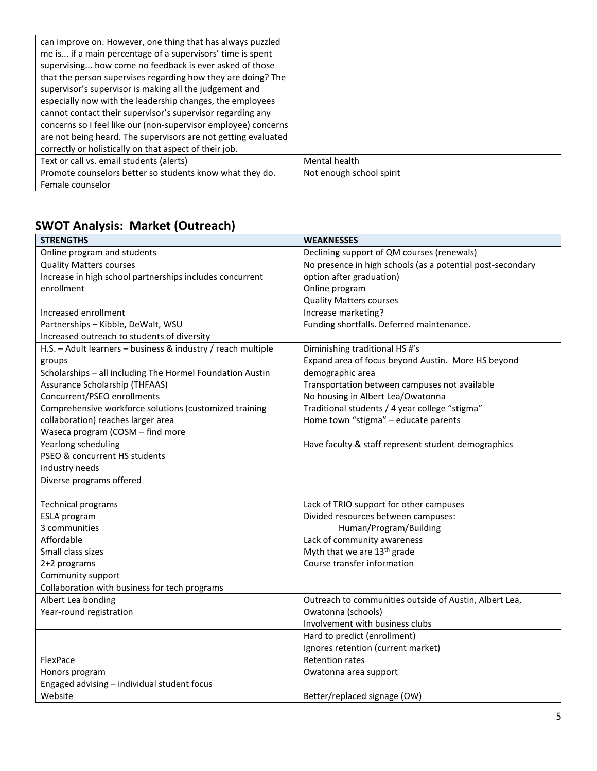| | |
|---|---|
| can improve on. However, one thing that has always puzzled me is... if a main percentage of a supervisors' time is spent supervising... how come no feedback is ever asked of those that the person supervises regarding how they are doing? The supervisor's supervisor is making all the judgement and especially now with the leadership changes, the employees cannot contact their supervisor's supervisor regarding any concerns so I feel like our (non-supervisor employee) concerns are not being heard. The supervisors are not getting evaluated correctly or holistically on that aspect of their job. | |
| Text or call vs. email students (alerts)<br>Promote counselors better so students know what they do.<br>Female counselor | Mental health<br>Not enough school spirit |

## SWOT Analysis: Market (Outreach)

| STRENGTHS | WEAKNESSES |
|---|---|
| Online program and students<br>Quality Matters courses<br>Increase in high school partnerships includes concurrent enrollment | Declining support of QM courses (renewals)<br>No presence in high schools (as a potential post-secondary option after graduation)<br>Online program<br>Quality Matters courses |
| Increased enrollment<br>Partnerships – Kibble, DeWalt, WSU<br>Increased outreach to students of diversity | Increase marketing?<br>Funding shortfalls. Deferred maintenance. |
| H.S. – Adult learners – business & industry / reach multiple groups<br>Scholarships – all including The Hormel Foundation Austin Assurance Scholarship (THFAAS)<br>Concurrent/PSEO enrollments<br>Comprehensive workforce solutions (customized training collaboration) reaches larger area<br>Waseca program (COSM – find more | Diminishing traditional HS #'s<br>Expand area of focus beyond Austin. More HS beyond demographic area<br>Transportation between campuses not available<br>No housing in Albert Lea/Owatonna<br>Traditional students / 4 year college "stigma"<br>Home town "stigma" – educate parents |
| Yearlong scheduling<br>PSEO & concurrent HS students<br>Industry needs<br>Diverse programs offered | Have faculty & staff represent student demographics |
| Technical programs<br>ESLA program<br>3 communities<br>Affordable<br>Small class sizes<br>2+2 programs<br>Community support<br>Collaboration with business for tech programs | Lack of TRIO support for other campuses<br>Divided resources between campuses:<br>Human/Program/Building<br>Lack of community awareness<br>Myth that we are 13th grade<br>Course transfer information |
| Albert Lea bonding<br>Year-round registration | Outreach to communities outside of Austin, Albert Lea, Owatonna (schools)<br>Involvement with business clubs |
| | Hard to predict (enrollment)<br>Ignores retention (current market) |
| FlexPace<br>Honors program<br>Engaged advising – individual student focus | Retention rates<br>Owatonna area support |
| Website | Better/replaced signage (OW) |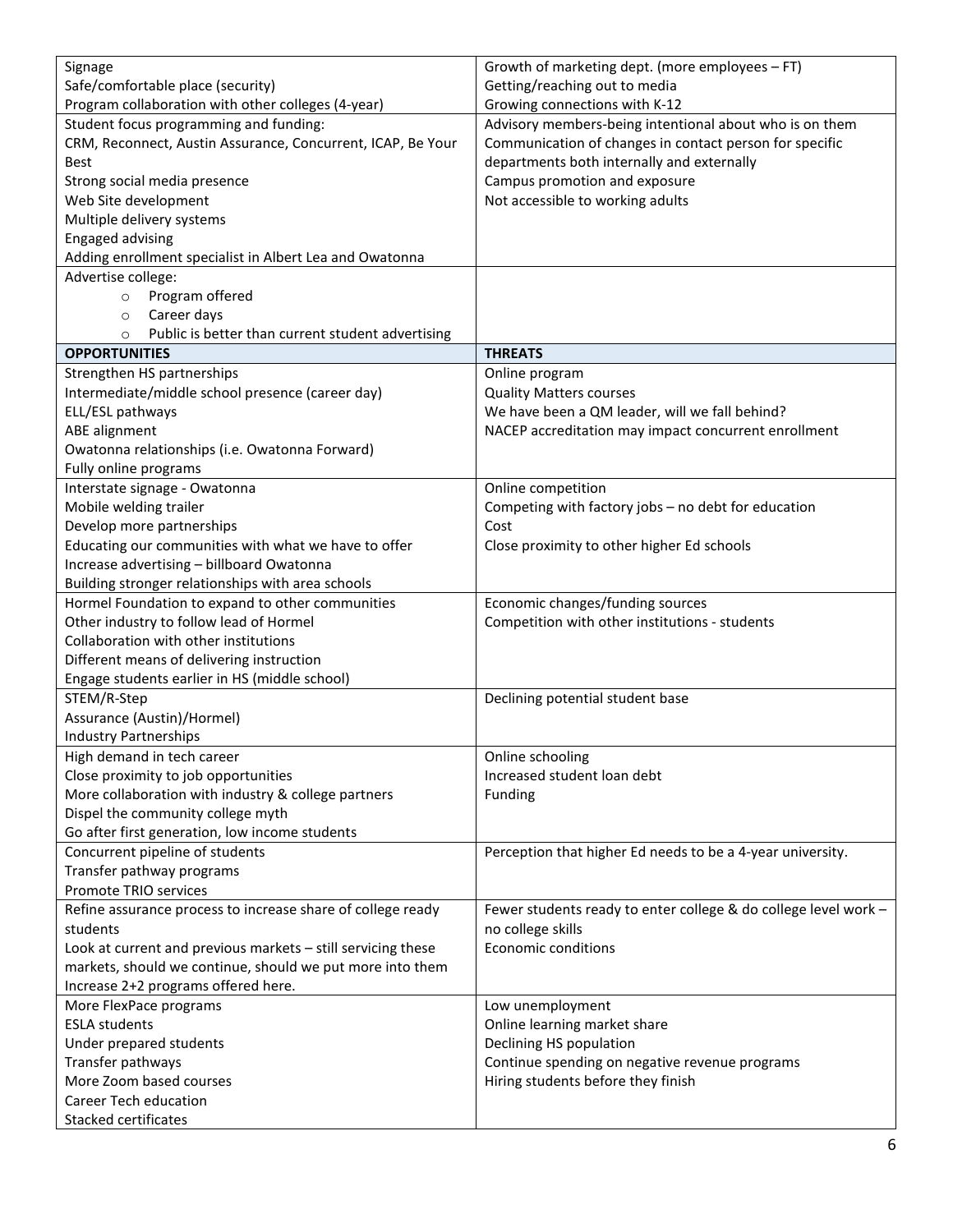| | |
|---|---|
| Signage<br>Safe/comfortable place (security)<br>Program collaboration with other colleges (4-year) | Growth of marketing dept. (more employees – FT)<br>Getting/reaching out to media<br>Growing connections with K-12 |
| Student focus programming and funding:<br>CRM, Reconnect, Austin Assurance, Concurrent, ICAP, Be Your Best<br>Strong social media presence<br>Web Site development<br>Multiple delivery systems<br>Engaged advising<br>Adding enrollment specialist in Albert Lea and Owatonna | Advisory members-being intentional about who is on them<br>Communication of changes in contact person for specific departments both internally and externally<br>Campus promotion and exposure<br>Not accessible to working adults |
| Advertise college:<br>○ Program offered<br>○ Career days<br>○ Public is better than current student advertising | |
| **OPPORTUNITIES** | **THREATS** |
| Strengthen HS partnerships<br>Intermediate/middle school presence (career day)<br>ELL/ESL pathways<br>ABE alignment<br>Owatonna relationships (i.e. Owatonna Forward)<br>Fully online programs | Online program<br>Quality Matters courses<br>We have been a QM leader, will we fall behind?<br>NACEP accreditation may impact concurrent enrollment |
| Interstate signage - Owatonna<br>Mobile welding trailer<br>Develop more partnerships<br>Educating our communities with what we have to offer<br>Increase advertising – billboard Owatonna<br>Building stronger relationships with area schools | Online competition<br>Competing with factory jobs – no debt for education<br>Cost<br>Close proximity to other higher Ed schools |
| Hormel Foundation to expand to other communities<br>Other industry to follow lead of Hormel<br>Collaboration with other institutions<br>Different means of delivering instruction<br>Engage students earlier in HS (middle school) | Economic changes/funding sources<br>Competition with other institutions - students |
| STEM/R-Step<br>Assurance (Austin)/Hormel)<br>Industry Partnerships | Declining potential student base |
| High demand in tech career<br>Close proximity to job opportunities<br>More collaboration with industry & college partners<br>Dispel the community college myth<br>Go after first generation, low income students | Online schooling<br>Increased student loan debt<br>Funding |
| Concurrent pipeline of students<br>Transfer pathway programs<br>Promote TRIO services | Perception that higher Ed needs to be a 4-year university. |
| Refine assurance process to increase share of college ready students<br>Look at current and previous markets – still servicing these markets, should we continue, should we put more into them<br>Increase 2+2 programs offered here. | Fewer students ready to enter college & do college level work – no college skills<br>Economic conditions |
| More FlexPace programs<br>ESLA students<br>Under prepared students<br>Transfer pathways<br>More Zoom based courses<br>Career Tech education<br>Stacked certificates | Low unemployment<br>Online learning market share<br>Declining HS population<br>Continue spending on negative revenue programs<br>Hiring students before they finish |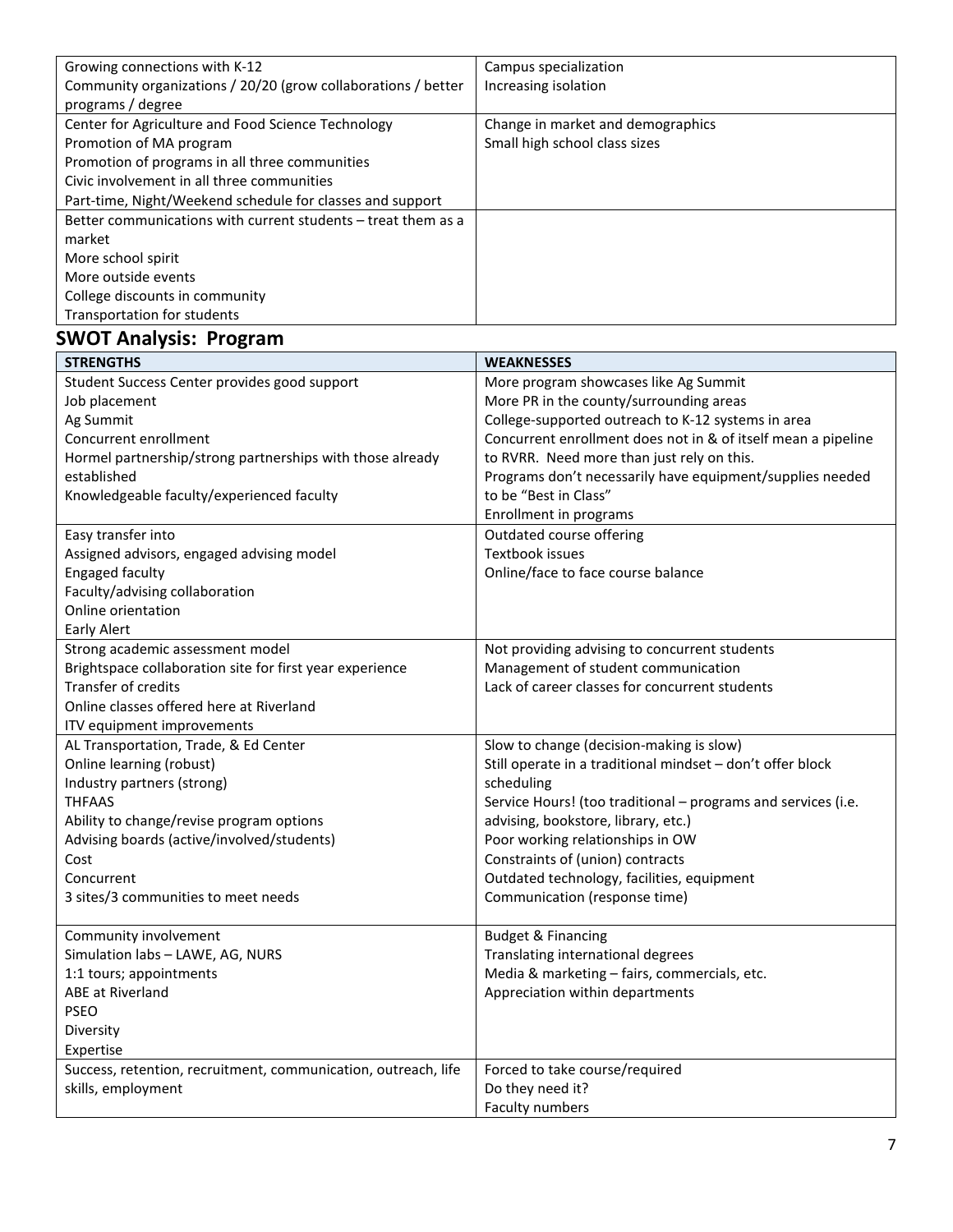| | |
|---|---|
| Growing connections with K-12<br>Community organizations / 20/20 (grow collaborations / better programs / degree | Campus specialization<br>Increasing isolation |
| Center for Agriculture and Food Science Technology<br>Promotion of MA program<br>Promotion of programs in all three communities<br>Civic involvement in all three communities<br>Part-time, Night/Weekend schedule for classes and support | Change in market and demographics<br>Small high school class sizes |
| Better communications with current students – treat them as a market<br>More school spirit<br>More outside events<br>College discounts in community<br>Transportation for students | |

## SWOT Analysis: Program

| STRENGTHS | WEAKNESSES |
|---|---|
| Student Success Center provides good support<br>Job placement<br>Ag Summit<br>Concurrent enrollment<br>Hormel partnership/strong partnerships with those already established<br>Knowledgeable faculty/experienced faculty | More program showcases like Ag Summit<br>More PR in the county/surrounding areas<br>College-supported outreach to K-12 systems in area<br>Concurrent enrollment does not in & of itself mean a pipeline to RVRR. Need more than just rely on this.<br>Programs don't necessarily have equipment/supplies needed to be "Best in Class"<br>Enrollment in programs |
| Easy transfer into<br>Assigned advisors, engaged advising model<br>Engaged faculty<br>Faculty/advising collaboration<br>Online orientation<br>Early Alert | Outdated course offering<br>Textbook issues<br>Online/face to face course balance |
| Strong academic assessment model<br>Brightspace collaboration site for first year experience<br>Transfer of credits<br>Online classes offered here at Riverland<br>ITV equipment improvements | Not providing advising to concurrent students<br>Management of student communication<br>Lack of career classes for concurrent students |
| AL Transportation, Trade, & Ed Center<br>Online learning (robust)<br>Industry partners (strong)<br>THFAAS<br>Ability to change/revise program options<br>Advising boards (active/involved/students)<br>Cost<br>Concurrent<br>3 sites/3 communities to meet needs | Slow to change (decision-making is slow)<br>Still operate in a traditional mindset – don't offer block scheduling<br>Service Hours! (too traditional – programs and services (i.e. advising, bookstore, library, etc.)<br>Poor working relationships in OW<br>Constraints of (union) contracts<br>Outdated technology, facilities, equipment<br>Communication (response time) |
| Community involvement<br>Simulation labs – LAWE, AG, NURS<br>1:1 tours; appointments<br>ABE at Riverland<br>PSEO<br>Diversity<br>Expertise | Budget & Financing<br>Translating international degrees<br>Media & marketing – fairs, commercials, etc.<br>Appreciation within departments |
| Success, retention, recruitment, communication, outreach, life skills, employment | Forced to take course/required<br>Do they need it?<br>Faculty numbers |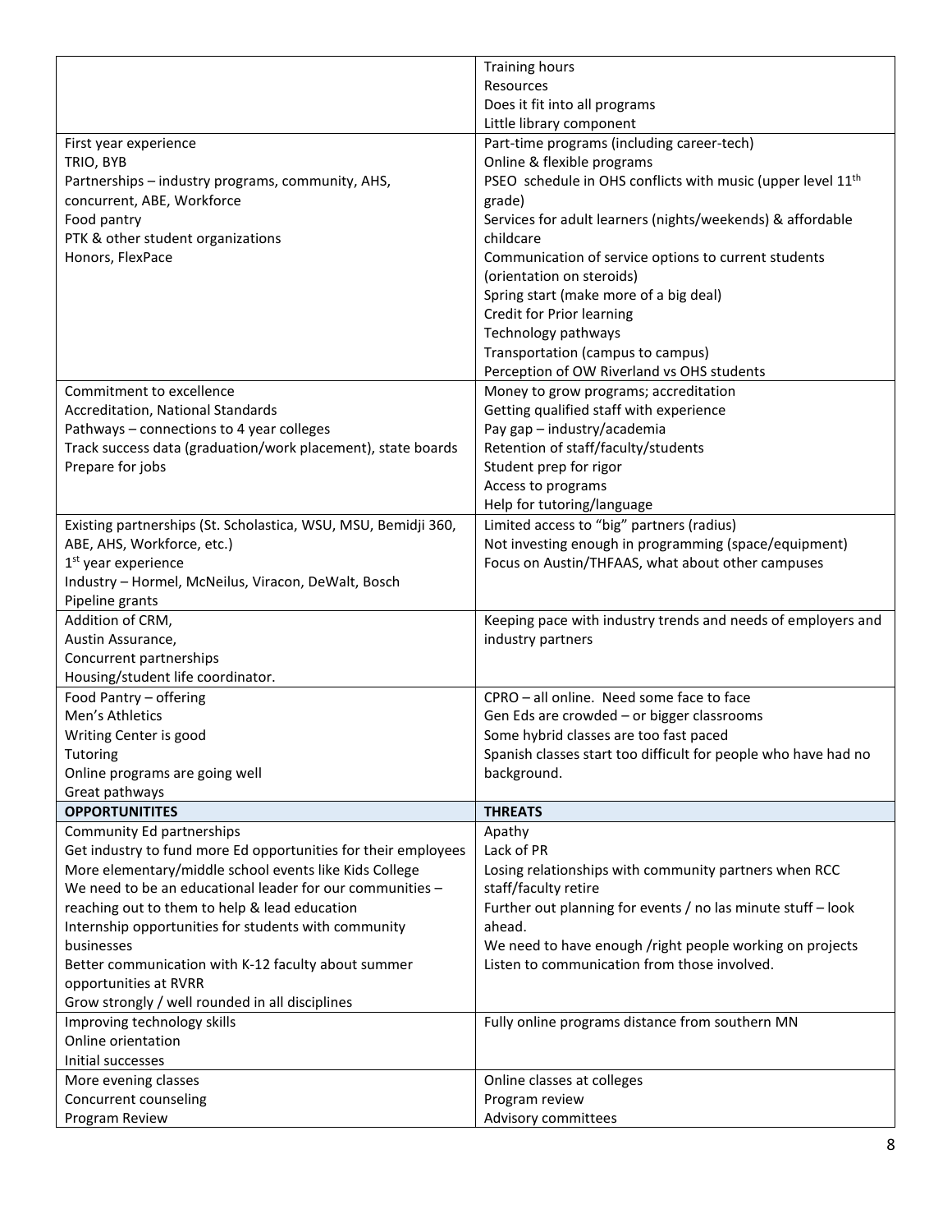| | |
|---|---|
| | Training hours<br>Resources<br>Does it fit into all programs<br>Little library component |
| First year experience<br>TRIO, BYB<br>Partnerships – industry programs, community, AHS, concurrent, ABE, Workforce<br>Food pantry<br>PTK & other student organizations<br>Honors, FlexPace | Part-time programs (including career-tech)<br>Online & flexible programs<br>PSEO schedule in OHS conflicts with music (upper level 11th grade)<br>Services for adult learners (nights/weekends) & affordable childcare<br>Communication of service options to current students (orientation on steroids)<br>Spring start (make more of a big deal)<br>Credit for Prior learning<br>Technology pathways<br>Transportation (campus to campus)<br>Perception of OW Riverland vs OHS students |
| Commitment to excellence<br>Accreditation, National Standards<br>Pathways – connections to 4 year colleges<br>Track success data (graduation/work placement), state boards<br>Prepare for jobs | Money to grow programs; accreditation<br>Getting qualified staff with experience<br>Pay gap – industry/academia<br>Retention of staff/faculty/students<br>Student prep for rigor<br>Access to programs<br>Help for tutoring/language |
| Existing partnerships (St. Scholastica, WSU, MSU, Bemidji 360, ABE, AHS, Workforce, etc.)<br>1st year experience<br>Industry – Hormel, McNeilus, Viracon, DeWalt, Bosch<br>Pipeline grants | Limited access to "big" partners (radius)<br>Not investing enough in programming (space/equipment)<br>Focus on Austin/THFAAS, what about other campuses |
| Addition of CRM,<br>Austin Assurance,<br>Concurrent partnerships<br>Housing/student life coordinator. | Keeping pace with industry trends and needs of employers and industry partners |
| Food Pantry – offering<br>Men's Athletics<br>Writing Center is good<br>Tutoring<br>Online programs are going well<br>Great pathways | CPRO – all online. Need some face to face<br>Gen Eds are crowded – or bigger classrooms<br>Some hybrid classes are too fast paced<br>Spanish classes start too difficult for people who have had no background. |
| **OPPORTUNITITES** | **THREATS** |
| Community Ed partnerships<br>Get industry to fund more Ed opportunities for their employees<br>More elementary/middle school events like Kids College<br>We need to be an educational leader for our communities – reaching out to them to help & lead education<br>Internship opportunities for students with community businesses<br>Better communication with K-12 faculty about summer opportunities at RVRR<br>Grow strongly / well rounded in all disciplines | Apathy<br>Lack of PR<br>Losing relationships with community partners when RCC staff/faculty retire<br>Further out planning for events / no las minute stuff – look ahead.<br>We need to have enough /right people working on projects<br>Listen to communication from those involved. |
| Improving technology skills<br>Online orientation<br>Initial successes | Fully online programs distance from southern MN |
| More evening classes<br>Concurrent counseling<br>Program Review | Online classes at colleges<br>Program review<br>Advisory committees |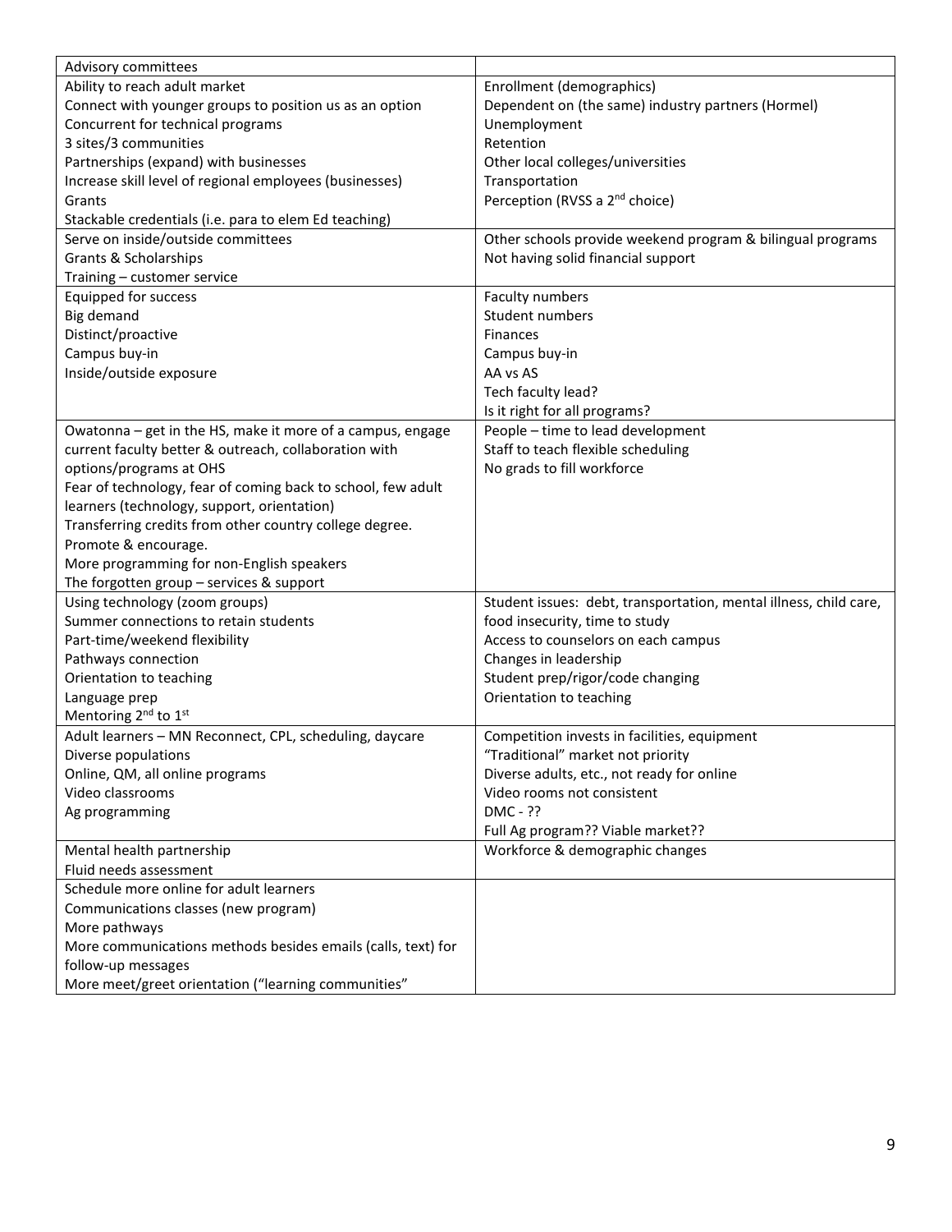| | |
|---|---|
| Advisory committees | |
| Ability to reach adult market<br>Connect with younger groups to position us as an option<br>Concurrent for technical programs<br>3 sites/3 communities<br>Partnerships (expand) with businesses<br>Increase skill level of regional employees (businesses)<br>Grants<br>Stackable credentials (i.e. para to elem Ed teaching) | Enrollment (demographics)<br>Dependent on (the same) industry partners (Hormel)<br>Unemployment<br>Retention<br>Other local colleges/universities<br>Transportation<br>Perception (RVSS a 2nd choice) |
| Serve on inside/outside committees<br>Grants & Scholarships<br>Training – customer service | Other schools provide weekend program & bilingual programs<br>Not having solid financial support |
| Equipped for success<br>Big demand<br>Distinct/proactive<br>Campus buy-in<br>Inside/outside exposure | Faculty numbers<br>Student numbers<br>Finances<br>Campus buy-in<br>AA vs AS<br>Tech faculty lead?<br>Is it right for all programs? |
| Owatonna – get in the HS, make it more of a campus, engage current faculty better & outreach, collaboration with options/programs at OHS<br>Fear of technology, fear of coming back to school, few adult learners (technology, support, orientation)<br>Transferring credits from other country college degree.<br>Promote & encourage.<br>More programming for non-English speakers<br>The forgotten group – services & support | People – time to lead development<br>Staff to teach flexible scheduling<br>No grads to fill workforce |
| Using technology (zoom groups)<br>Summer connections to retain students<br>Part-time/weekend flexibility<br>Pathways connection<br>Orientation to teaching<br>Language prep<br>Mentoring 2nd to 1st | Student issues: debt, transportation, mental illness, child care, food insecurity, time to study<br>Access to counselors on each campus<br>Changes in leadership<br>Student prep/rigor/code changing<br>Orientation to teaching |
| Adult learners – MN Reconnect, CPL, scheduling, daycare<br>Diverse populations<br>Online, QM, all online programs<br>Video classrooms<br>Ag programming | Competition invests in facilities, equipment<br>"Traditional" market not priority<br>Diverse adults, etc., not ready for online<br>Video rooms not consistent<br>DMC - ??<br>Full Ag program?? Viable market?? |
| Mental health partnership<br>Fluid needs assessment | Workforce & demographic changes |
| Schedule more online for adult learners<br>Communications classes (new program)<br>More pathways<br>More communications methods besides emails (calls, text) for follow-up messages<br>More meet/greet orientation ("learning communities" | |